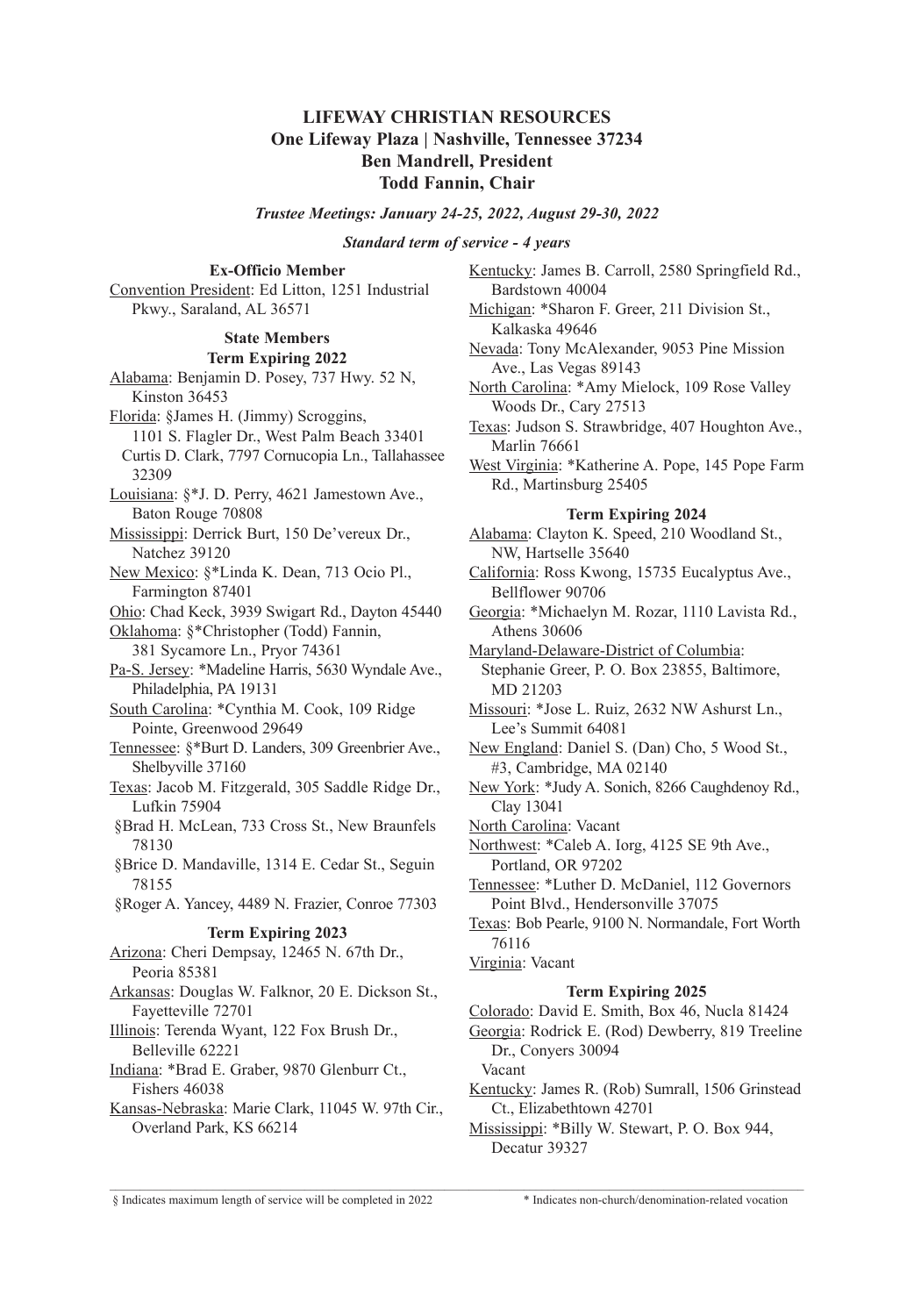# LIFEWAY CHRISTIAN RESOURCES
## One Lifeway Plaza | Nashville, Tennessee 37234
## Ben Mandrell, President
## Todd Fannin, Chair

***Trustee Meetings: January 24-25, 2022, August 29-30, 2022***

***Standard term of service - 4 years***

### Ex-Officio Member

Convention President: Ed Litton, 1251 Industrial Pkwy., Saraland, AL 36571

### State Members

#### Term Expiring 2022

Alabama: Benjamin D. Posey, 737 Hwy. 52 N, Kinston 36453

Florida: §James H. (Jimmy) Scroggins, 1101 S. Flagler Dr., West Palm Beach 33401
Curtis D. Clark, 7797 Cornucopia Ln., Tallahassee 32309

Louisiana: §*J. D. Perry, 4621 Jamestown Ave., Baton Rouge 70808

Mississippi: Derrick Burt, 150 De'vereux Dr., Natchez 39120

New Mexico: §*Linda K. Dean, 713 Ocio Pl., Farmington 87401

Ohio: Chad Keck, 3939 Swigart Rd., Dayton 45440

Oklahoma: §*Christopher (Todd) Fannin, 381 Sycamore Ln., Pryor 74361

Pa-S. Jersey: *Madeline Harris, 5630 Wyndale Ave., Philadelphia, PA 19131

South Carolina: *Cynthia M. Cook, 109 Ridge Pointe, Greenwood 29649

Tennessee: §*Burt D. Landers, 309 Greenbrier Ave., Shelbyville 37160

Texas: Jacob M. Fitzgerald, 305 Saddle Ridge Dr., Lufkin 75904
§Brad H. McLean, 733 Cross St., New Braunfels 78130
§Brice D. Mandaville, 1314 E. Cedar St., Seguin 78155
§Roger A. Yancey, 4489 N. Frazier, Conroe 77303

#### Term Expiring 2023

Arizona: Cheri Dempsay, 12465 N. 67th Dr., Peoria 85381

Arkansas: Douglas W. Falknor, 20 E. Dickson St., Fayetteville 72701

Illinois: Terenda Wyant, 122 Fox Brush Dr., Belleville 62221

Indiana: *Brad E. Graber, 9870 Glenburr Ct., Fishers 46038

Kansas-Nebraska: Marie Clark, 11045 W. 97th Cir., Overland Park, KS 66214

Kentucky: James B. Carroll, 2580 Springfield Rd., Bardstown 40004

Michigan: *Sharon F. Greer, 211 Division St., Kalkaska 49646

Nevada: Tony McAlexander, 9053 Pine Mission Ave., Las Vegas 89143

North Carolina: *Amy Mielock, 109 Rose Valley Woods Dr., Cary 27513

Texas: Judson S. Strawbridge, 407 Houghton Ave., Marlin 76661

West Virginia: *Katherine A. Pope, 145 Pope Farm Rd., Martinsburg 25405

#### Term Expiring 2024

Alabama: Clayton K. Speed, 210 Woodland St., NW, Hartselle 35640

California: Ross Kwong, 15735 Eucalyptus Ave., Bellflower 90706

Georgia: *Michaelyn M. Rozar, 1110 Lavista Rd., Athens 30606

Maryland-Delaware-District of Columbia: Stephanie Greer, P. O. Box 23855, Baltimore, MD 21203

Missouri: *Jose L. Ruiz, 2632 NW Ashurst Ln., Lee's Summit 64081

New England: Daniel S. (Dan) Cho, 5 Wood St., #3, Cambridge, MA 02140

New York: *Judy A. Sonich, 8266 Caughdenoy Rd., Clay 13041

North Carolina: Vacant

Northwest: *Caleb A. Iorg, 4125 SE 9th Ave., Portland, OR 97202

Tennessee: *Luther D. McDaniel, 112 Governors Point Blvd., Hendersonville 37075

Texas: Bob Pearle, 9100 N. Normandale, Fort Worth 76116

Virginia: Vacant

#### Term Expiring 2025

Colorado: David E. Smith, Box 46, Nucla 81424

Georgia: Rodrick E. (Rod) Dewberry, 819 Treeline Dr., Conyers 30094
Vacant

Kentucky: James R. (Rob) Sumrall, 1506 Grinstead Ct., Elizabethtown 42701

Mississippi: *Billy W. Stewart, P. O. Box 944, Decatur 39327

---

§ Indicates maximum length of service will be completed in 2022

* Indicates non-church/denomination-related vocation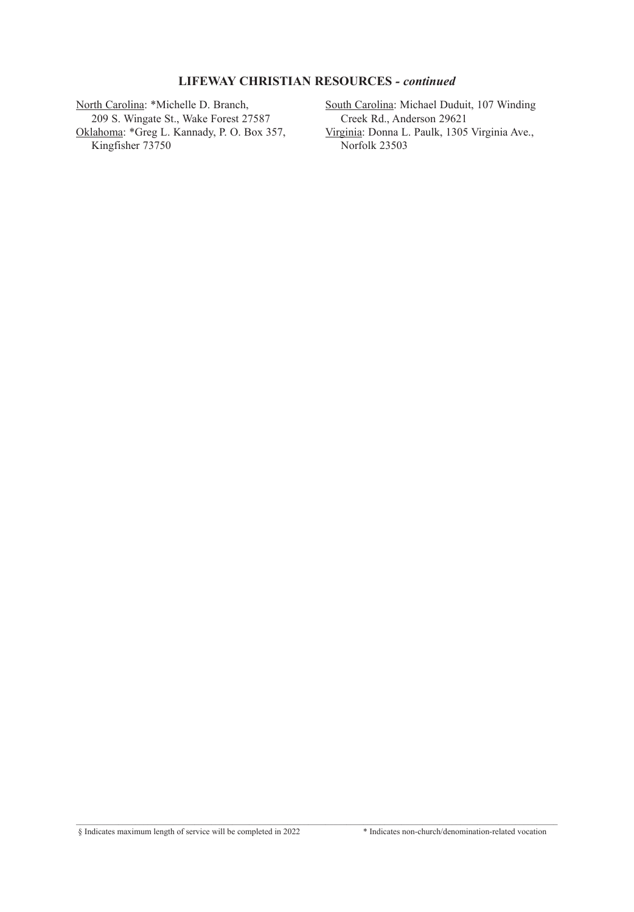## LIFEWAY CHRISTIAN RESOURCES - *continued*

North Carolina: *Michelle D. Branch, 209 S. Wingate St., Wake Forest 27587

Oklahoma: *Greg L. Kannady, P. O. Box 357, Kingfisher 73750

South Carolina: Michael Duduit, 107 Winding Creek Rd., Anderson 29621

Virginia: Donna L. Paulk, 1305 Virginia Ave., Norfolk 23503

§ Indicates maximum length of service will be completed in 2022

* Indicates non-church/denomination-related vocation